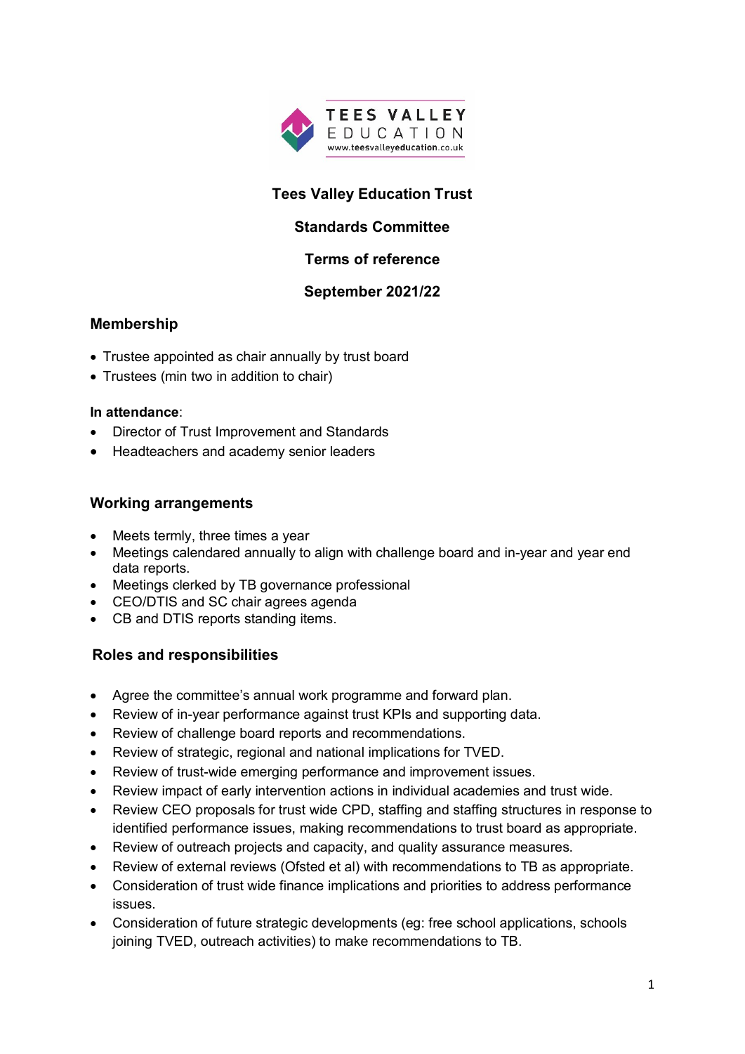# Tees Valley Education Trust

## Standards Committee

## Terms of reference

## September 2021/22

### Membership

- Trustee appointed as chair annually by trust board
- Trustees (min two in addition to chair)

**In attendance**:

- Director of Trust Improvement and Standards
- Headteachers and academy senior leaders

### Working arrangements

- Meets termly, three times a year
- Meetings calendared annually to align with challenge board and in-year and year end data reports.
- Meetings clerked by TB governance professional
- CEO/DTIS and SC chair agrees agenda
- CB and DTIS reports standing items.

### Roles and responsibilities

- Agree the committee's annual work programme and forward plan.
- Review of in-year performance against trust KPIs and supporting data.
- Review of challenge board reports and recommendations.
- Review of strategic, regional and national implications for TVED.
- Review of trust-wide emerging performance and improvement issues.
- Review impact of early intervention actions in individual academies and trust wide.
- Review CEO proposals for trust wide CPD, staffing and staffing structures in response to identified performance issues, making recommendations to trust board as appropriate.
- Review of outreach projects and capacity, and quality assurance measures.
- Review of external reviews (Ofsted et al) with recommendations to TB as appropriate.
- Consideration of trust wide finance implications and priorities to address performance issues.
- Consideration of future strategic developments (eg: free school applications, schools joining TVED, outreach activities) to make recommendations to TB.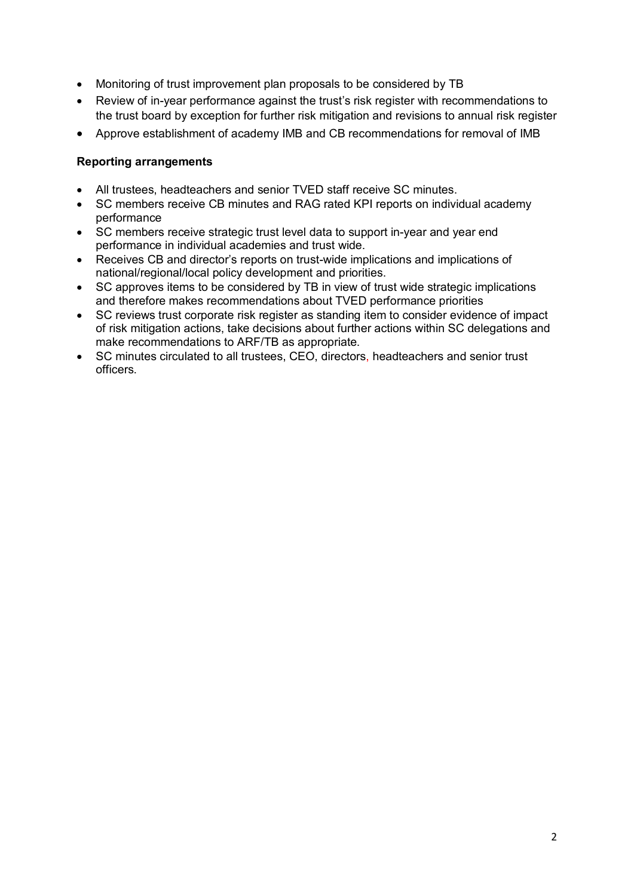- Monitoring of trust improvement plan proposals to be considered by TB
- Review of in-year performance against the trust's risk register with recommendations to the trust board by exception for further risk mitigation and revisions to annual risk register
- Approve establishment of academy IMB and CB recommendations for removal of IMB

**Reporting arrangements**

- All trustees, headteachers and senior TVED staff receive SC minutes.
- SC members receive CB minutes and RAG rated KPI reports on individual academy performance
- SC members receive strategic trust level data to support in-year and year end performance in individual academies and trust wide.
- Receives CB and director's reports on trust-wide implications and implications of national/regional/local policy development and priorities.
- SC approves items to be considered by TB in view of trust wide strategic implications and therefore makes recommendations about TVED performance priorities
- SC reviews trust corporate risk register as standing item to consider evidence of impact of risk mitigation actions, take decisions about further actions within SC delegations and make recommendations to ARF/TB as appropriate.
- SC minutes circulated to all trustees, CEO, directors, headteachers and senior trust officers.